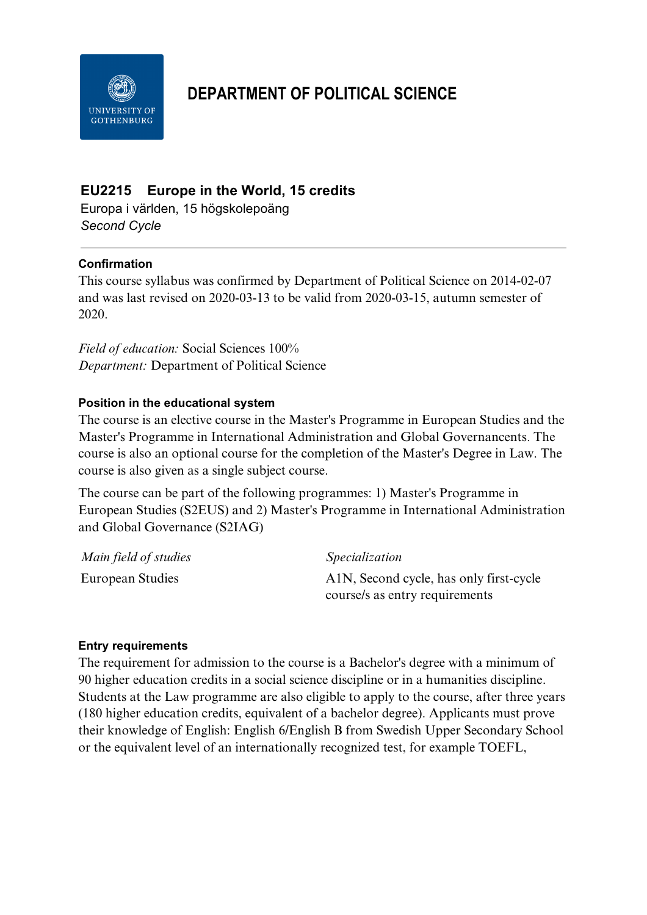# DEPARTMENT OF POLITICAL SCIENCE

## EU2215 Europe in the World, 15 credits

Europa i världen, 15 högskolepoäng

*Second Cycle*

### Confirmation

This course syllabus was confirmed by Department of Political Science on 2014-02-07 and was last revised on 2020-03-13 to be valid from 2020-03-15, autumn semester of 2020.

*Field of education:* Social Sciences 100%
*Department:* Department of Political Science

### Position in the educational system

The course is an elective course in the Master's Programme in European Studies and the Master's Programme in International Administration and Global Governancents. The course is also an optional course for the completion of the Master's Degree in Law. The course is also given as a single subject course.

The course can be part of the following programmes: 1) Master's Programme in European Studies (S2EUS) and 2) Master's Programme in International Administration and Global Governance (S2IAG)

| *Main field of studies* | *Specialization* |
| --- | --- |
| European Studies | A1N, Second cycle, has only first-cycle course/s as entry requirements |

### Entry requirements

The requirement for admission to the course is a Bachelor's degree with a minimum of 90 higher education credits in a social science discipline or in a humanities discipline. Students at the Law programme are also eligible to apply to the course, after three years (180 higher education credits, equivalent of a bachelor degree). Applicants must prove their knowledge of English: English 6/English B from Swedish Upper Secondary School or the equivalent level of an internationally recognized test, for example TOEFL,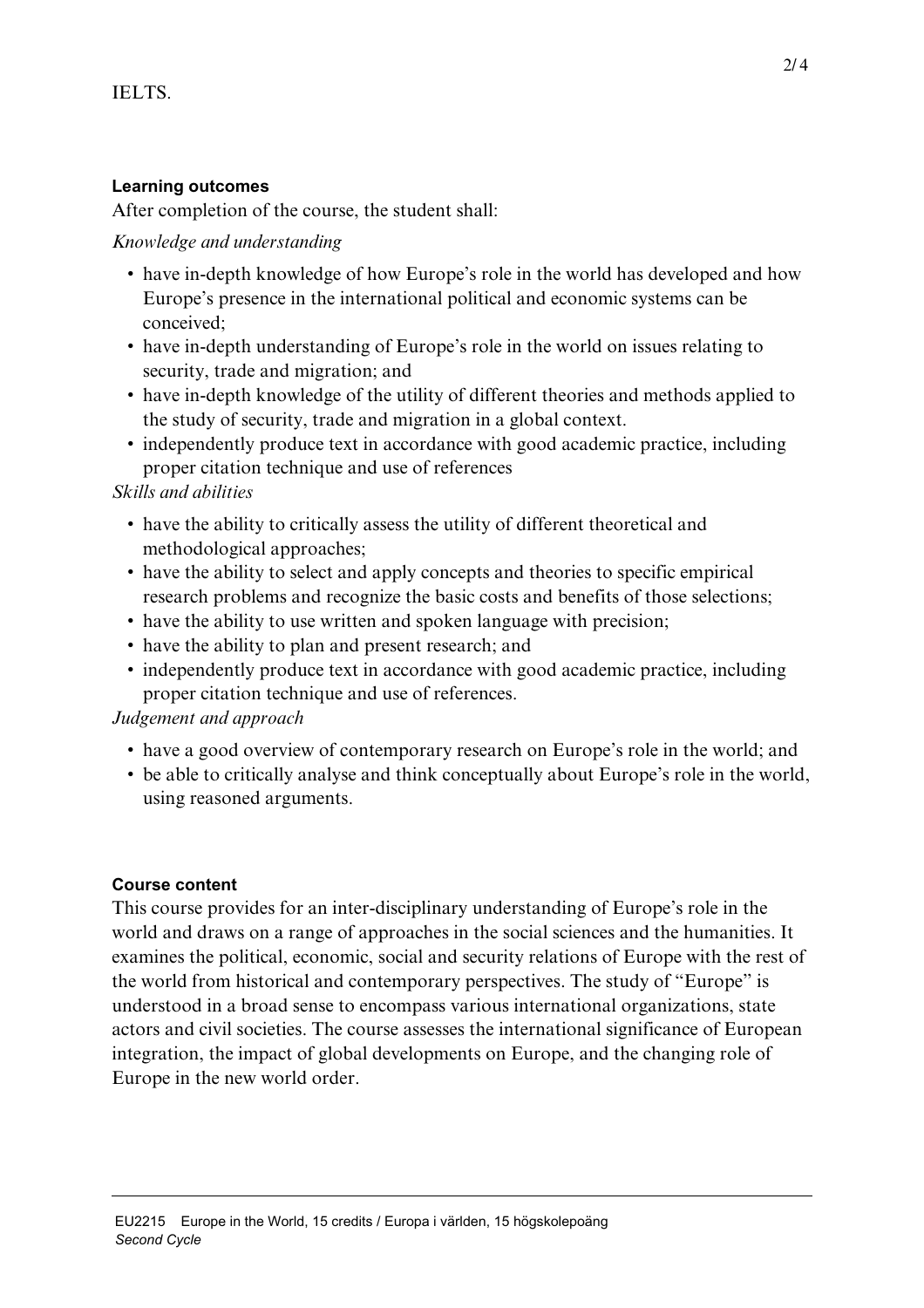IELTS.

#### Learning outcomes

After completion of the course, the student shall:

*Knowledge and understanding*

- have in-depth knowledge of how Europe's role in the world has developed and how Europe's presence in the international political and economic systems can be conceived;
- have in-depth understanding of Europe's role in the world on issues relating to security, trade and migration; and
- have in-depth knowledge of the utility of different theories and methods applied to the study of security, trade and migration in a global context.
- independently produce text in accordance with good academic practice, including proper citation technique and use of references

*Skills and abilities*

- have the ability to critically assess the utility of different theoretical and methodological approaches;
- have the ability to select and apply concepts and theories to specific empirical research problems and recognize the basic costs and benefits of those selections;
- have the ability to use written and spoken language with precision;
- have the ability to plan and present research; and
- independently produce text in accordance with good academic practice, including proper citation technique and use of references.

*Judgement and approach*

- have a good overview of contemporary research on Europe's role in the world; and
- be able to critically analyse and think conceptually about Europe's role in the world, using reasoned arguments.

#### Course content

This course provides for an inter-disciplinary understanding of Europe's role in the world and draws on a range of approaches in the social sciences and the humanities. It examines the political, economic, social and security relations of Europe with the rest of the world from historical and contemporary perspectives. The study of "Europe" is understood in a broad sense to encompass various international organizations, state actors and civil societies. The course assesses the international significance of European integration, the impact of global developments on Europe, and the changing role of Europe in the new world order.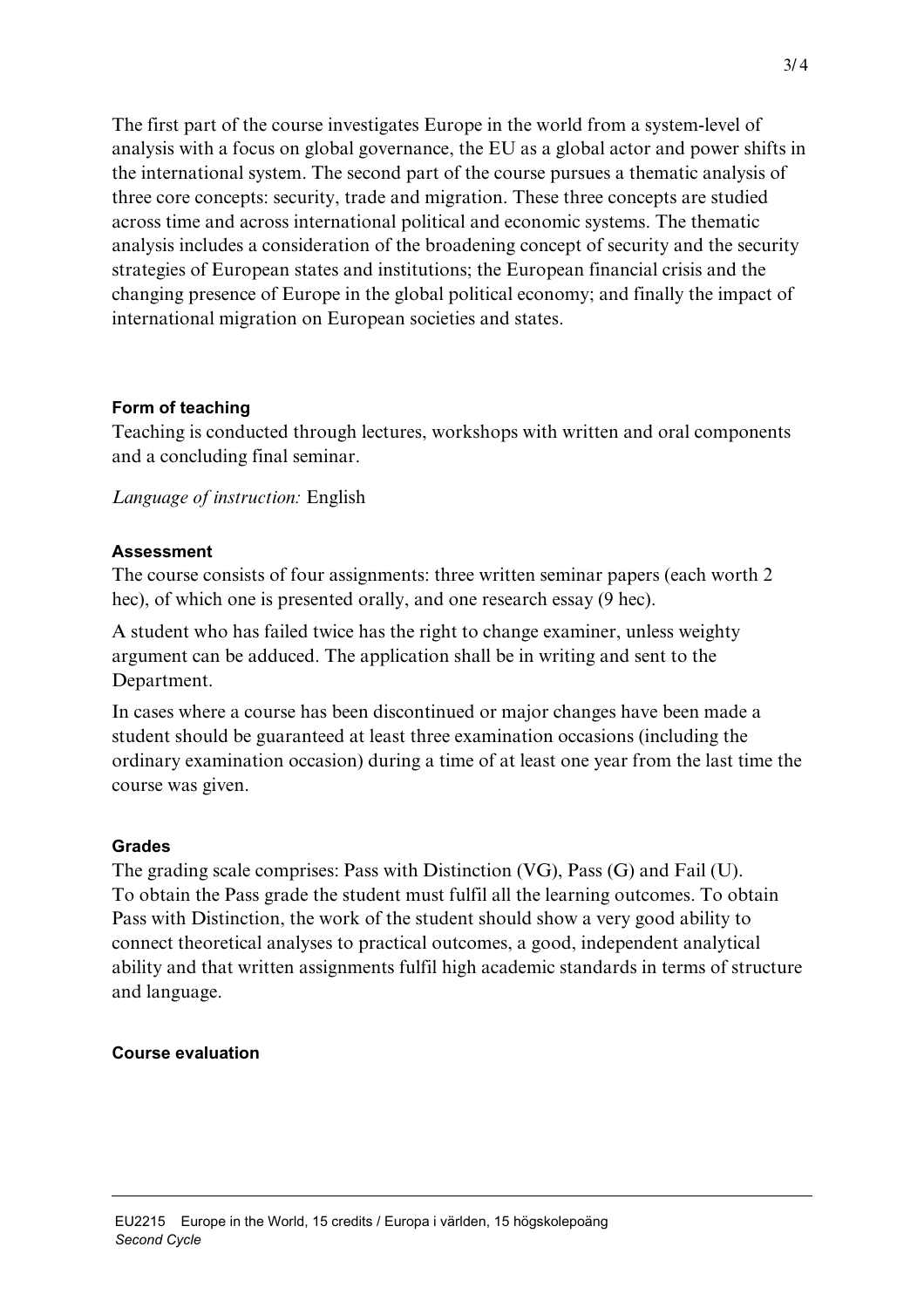The first part of the course investigates Europe in the world from a system-level of analysis with a focus on global governance, the EU as a global actor and power shifts in the international system. The second part of the course pursues a thematic analysis of three core concepts: security, trade and migration. These three concepts are studied across time and across international political and economic systems. The thematic analysis includes a consideration of the broadening concept of security and the security strategies of European states and institutions; the European financial crisis and the changing presence of Europe in the global political economy; and finally the impact of international migration on European societies and states.

### Form of teaching

Teaching is conducted through lectures, workshops with written and oral components and a concluding final seminar.

*Language of instruction:* English

### Assessment

The course consists of four assignments: three written seminar papers (each worth 2 hec), of which one is presented orally, and one research essay (9 hec).

A student who has failed twice has the right to change examiner, unless weighty argument can be adduced. The application shall be in writing and sent to the Department.

In cases where a course has been discontinued or major changes have been made a student should be guaranteed at least three examination occasions (including the ordinary examination occasion) during a time of at least one year from the last time the course was given.

### Grades

The grading scale comprises: Pass with Distinction (VG), Pass (G) and Fail (U). To obtain the Pass grade the student must fulfil all the learning outcomes. To obtain Pass with Distinction, the work of the student should show a very good ability to connect theoretical analyses to practical outcomes, a good, independent analytical ability and that written assignments fulfil high academic standards in terms of structure and language.

### Course evaluation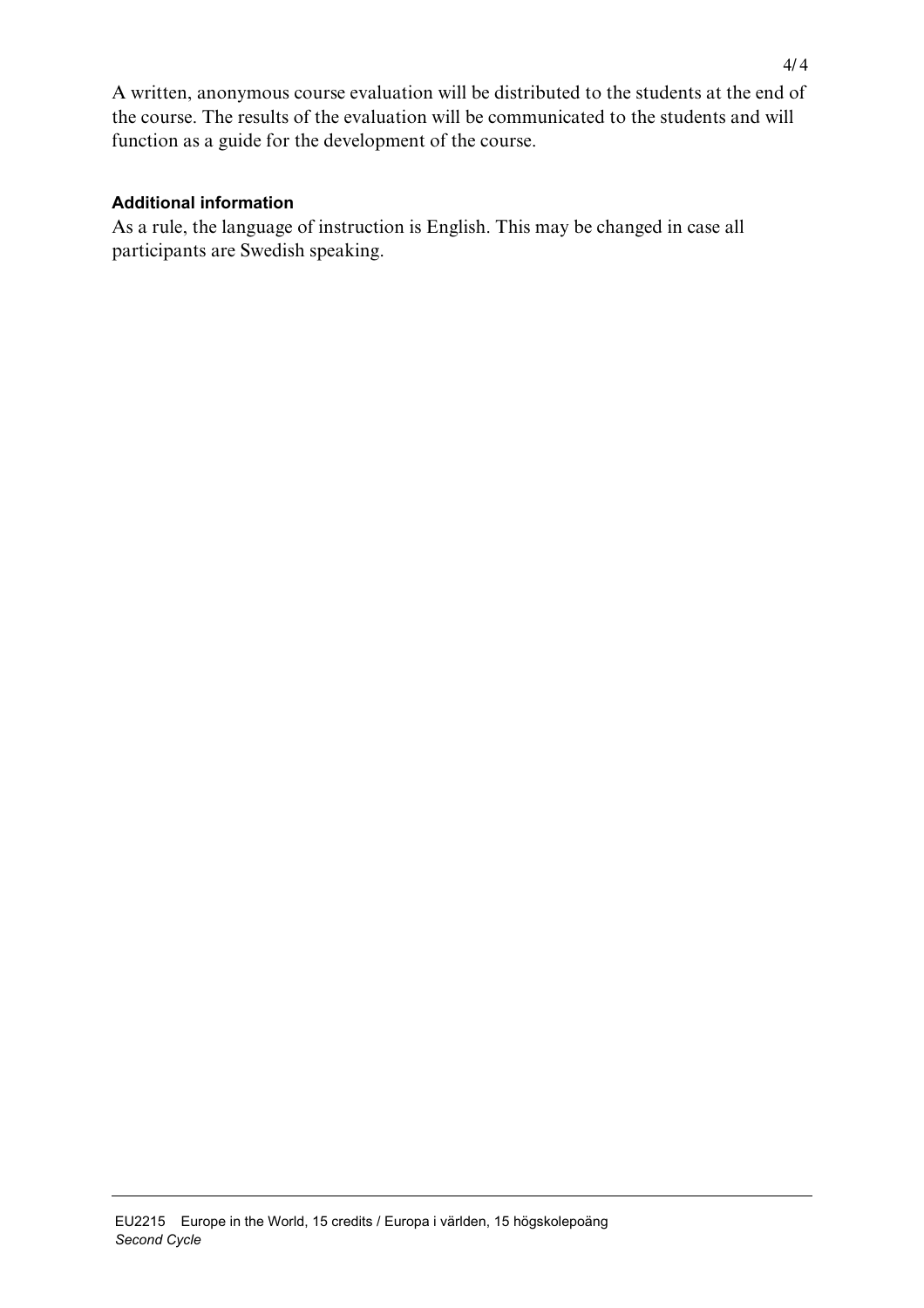A written, anonymous course evaluation will be distributed to the students at the end of the course. The results of the evaluation will be communicated to the students and will function as a guide for the development of the course.

### Additional information

As a rule, the language of instruction is English. This may be changed in case all participants are Swedish speaking.